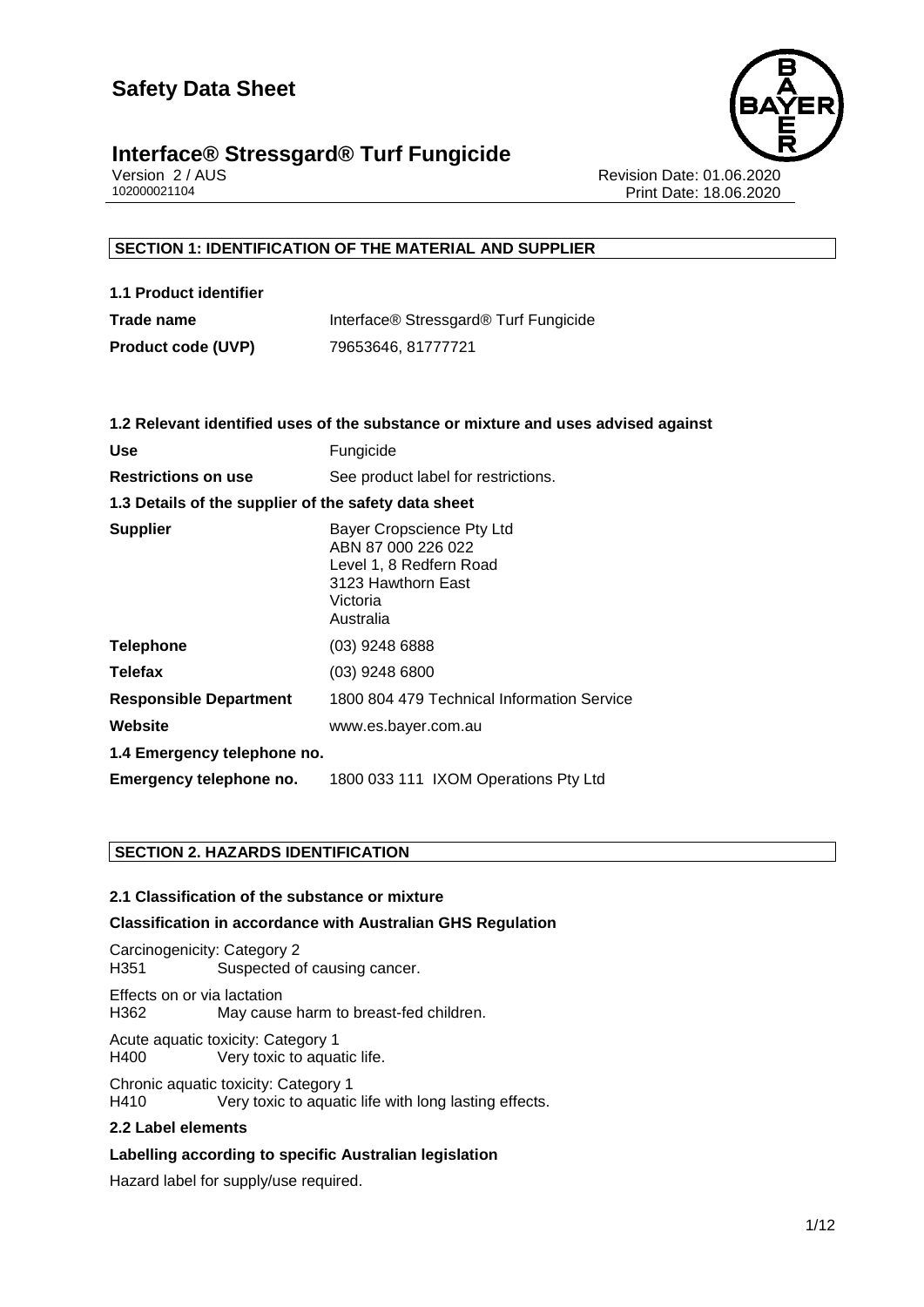# Safety Data Sheet

## Interface® Stressgard® Turf Fungicide

Version 2 / AUS
102000021104

Revision Date: 01.06.2020
Print Date: 18.06.2020

## SECTION 1: IDENTIFICATION OF THE MATERIAL AND SUPPLIER

**1.1 Product identifier**

| | |
|---|---|
| **Trade name** | Interface® Stressgard® Turf Fungicide |
| **Product code (UVP)** | 79653646, 81777721 |

**1.2 Relevant identified uses of the substance or mixture and uses advised against**

| | |
|---|---|
| **Use** | Fungicide |
| **Restrictions on use** | See product label for restrictions. |

**1.3 Details of the supplier of the safety data sheet**

| | |
|---|---|
| **Supplier** | Bayer Cropscience Pty Ltd<br>ABN 87 000 226 022<br>Level 1, 8 Redfern Road<br>3123 Hawthorn East<br>Victoria<br>Australia |
| **Telephone** | (03) 9248 6888 |
| **Telefax** | (03) 9248 6800 |
| **Responsible Department** | 1800 804 479 Technical Information Service |
| **Website** | www.es.bayer.com.au |

**1.4 Emergency telephone no.**

| | |
|---|---|
| **Emergency telephone no.** | 1800 033 111 IXOM Operations Pty Ltd |

## SECTION 2. HAZARDS IDENTIFICATION

**2.1 Classification of the substance or mixture**

**Classification in accordance with Australian GHS Regulation**

Carcinogenicity: Category 2
H351 Suspected of causing cancer.

Effects on or via lactation
H362 May cause harm to breast-fed children.

Acute aquatic toxicity: Category 1
H400 Very toxic to aquatic life.

Chronic aquatic toxicity: Category 1
H410 Very toxic to aquatic life with long lasting effects.

**2.2 Label elements**

**Labelling according to specific Australian legislation**

Hazard label for supply/use required.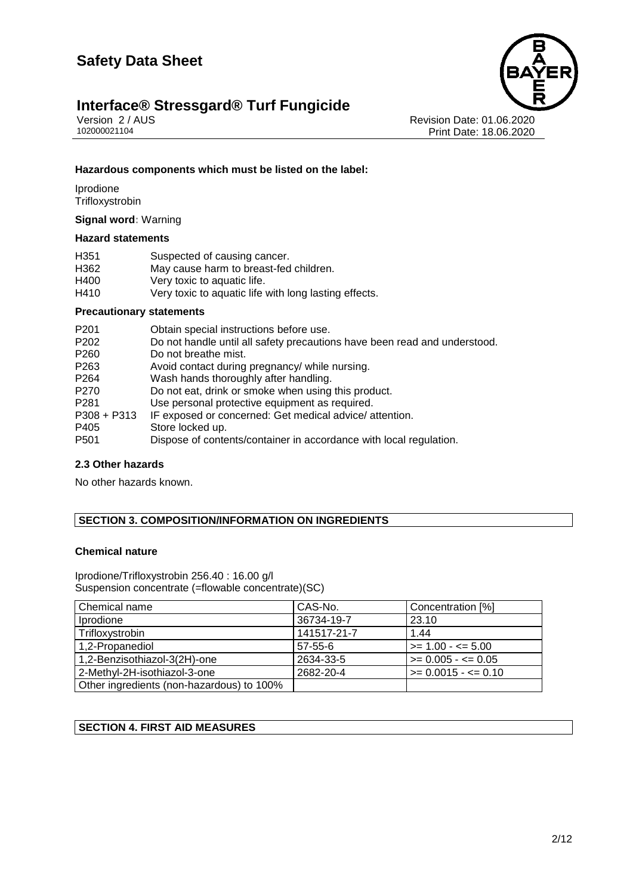**Hazardous components which must be listed on the label:**

Iprodione
Trifloxystrobin

**Signal word:** Warning

**Hazard statements**

| | |
|---|---|
| H351 | Suspected of causing cancer. |
| H362 | May cause harm to breast-fed children. |
| H400 | Very toxic to aquatic life. |
| H410 | Very toxic to aquatic life with long lasting effects. |

**Precautionary statements**

| | |
|---|---|
| P201 | Obtain special instructions before use. |
| P202 | Do not handle until all safety precautions have been read and understood. |
| P260 | Do not breathe mist. |
| P263 | Avoid contact during pregnancy/ while nursing. |
| P264 | Wash hands thoroughly after handling. |
| P270 | Do not eat, drink or smoke when using this product. |
| P281 | Use personal protective equipment as required. |
| P308 + P313 | IF exposed or concerned: Get medical advice/ attention. |
| P405 | Store locked up. |
| P501 | Dispose of contents/container in accordance with local regulation. |

**2.3 Other hazards**

No other hazards known.

## SECTION 3. COMPOSITION/INFORMATION ON INGREDIENTS

**Chemical nature**

Iprodione/Trifloxystrobin 256.40 : 16.00 g/l
Suspension concentrate (=flowable concentrate)(SC)

| Chemical name | CAS-No. | Concentration [%] |
|---|---|---|
| Iprodione | 36734-19-7 | 23.10 |
| Trifloxystrobin | 141517-21-7 | 1.44 |
| 1,2-Propanediol | 57-55-6 | >= 1.00 - <= 5.00 |
| 1,2-Benzisothiazol-3(2H)-one | 2634-33-5 | >= 0.005 - <= 0.05 |
| 2-Methyl-2H-isothiazol-3-one | 2682-20-4 | >= 0.0015 - <= 0.10 |
| Other ingredients (non-hazardous) to 100% | | |

## SECTION 4. FIRST AID MEASURES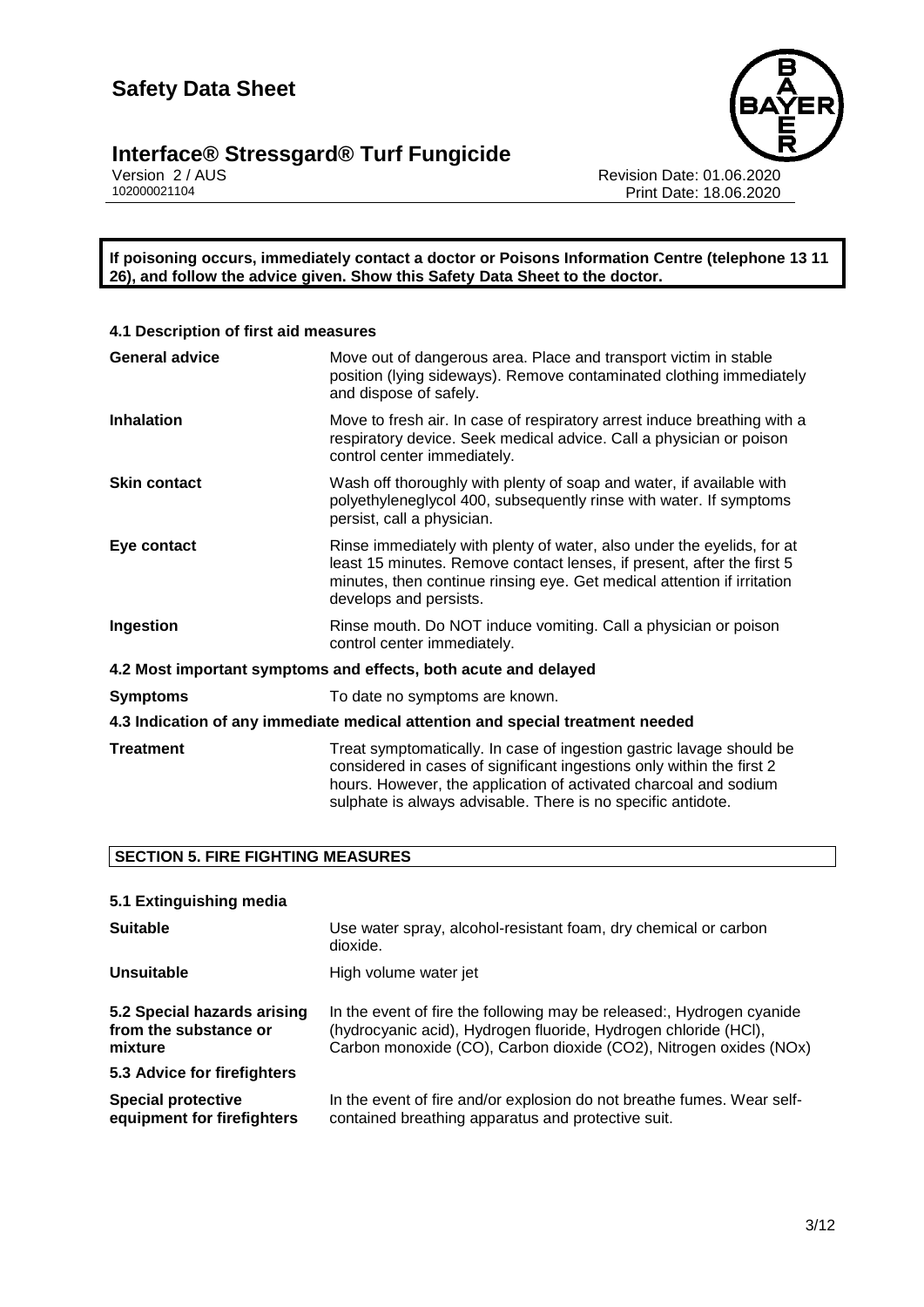**If poisoning occurs, immediately contact a doctor or Poisons Information Centre (telephone 13 11 26), and follow the advice given. Show this Safety Data Sheet to the doctor.**

### 4.1 Description of first aid measures

| | |
|---|---|
| **General advice** | Move out of dangerous area. Place and transport victim in stable position (lying sideways). Remove contaminated clothing immediately and dispose of safely. |
| **Inhalation** | Move to fresh air. In case of respiratory arrest induce breathing with a respiratory device. Seek medical advice. Call a physician or poison control center immediately. |
| **Skin contact** | Wash off thoroughly with plenty of soap and water, if available with polyethyleneglycol 400, subsequently rinse with water. If symptoms persist, call a physician. |
| **Eye contact** | Rinse immediately with plenty of water, also under the eyelids, for at least 15 minutes. Remove contact lenses, if present, after the first 5 minutes, then continue rinsing eye. Get medical attention if irritation develops and persists. |
| **Ingestion** | Rinse mouth. Do NOT induce vomiting. Call a physician or poison control center immediately. |

### 4.2 Most important symptoms and effects, both acute and delayed

| | |
|---|---|
| **Symptoms** | To date no symptoms are known. |

### 4.3 Indication of any immediate medical attention and special treatment needed

| | |
|---|---|
| **Treatment** | Treat symptomatically. In case of ingestion gastric lavage should be considered in cases of significant ingestions only within the first 2 hours. However, the application of activated charcoal and sodium sulphate is always advisable. There is no specific antidote. |

## SECTION 5. FIRE FIGHTING MEASURES

### 5.1 Extinguishing media

| | |
|---|---|
| **Suitable** | Use water spray, alcohol-resistant foam, dry chemical or carbon dioxide. |
| **Unsuitable** | High volume water jet |
| **5.2 Special hazards arising from the substance or mixture** | In the event of fire the following may be released:, Hydrogen cyanide (hydrocyanic acid), Hydrogen fluoride, Hydrogen chloride (HCl), Carbon monoxide (CO), Carbon dioxide ($CO_2$), Nitrogen oxides ($NO_x$) |

### 5.3 Advice for firefighters

| | |
|---|---|
| **Special protective equipment for firefighters** | In the event of fire and/or explosion do not breathe fumes. Wear self-contained breathing apparatus and protective suit. |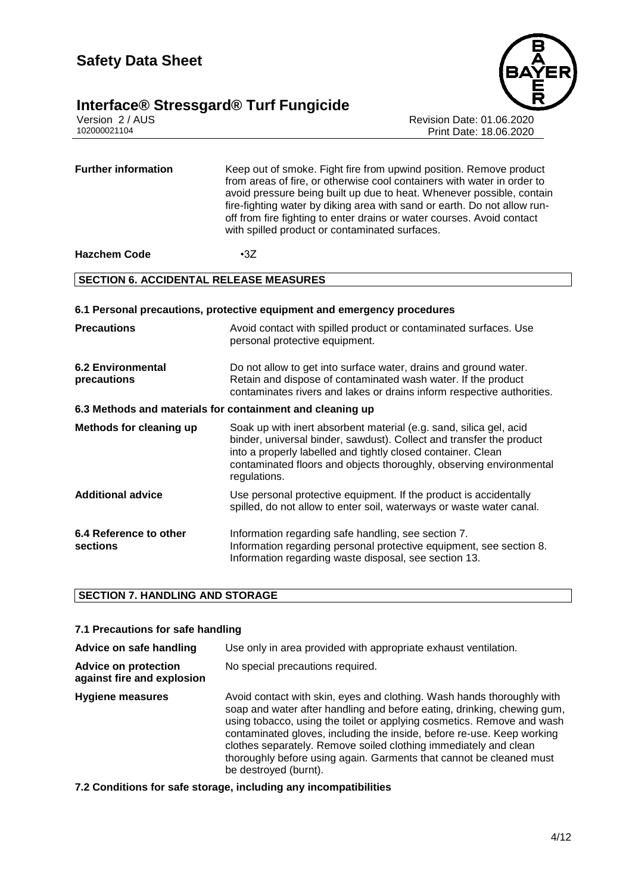| | |
|---|---|
| **Further information** | Keep out of smoke. Fight fire from upwind position. Remove product from areas of fire, or otherwise cool containers with water in order to avoid pressure being built up due to heat. Whenever possible, contain fire-fighting water by diking area with sand or earth. Do not allow run-off from fire fighting to enter drains or water courses. Avoid contact with spilled product or contaminated surfaces. |
| **Hazchem Code** | •3Z |

## SECTION 6. ACCIDENTAL RELEASE MEASURES

### 6.1 Personal precautions, protective equipment and emergency procedures

| | |
|---|---|
| **Precautions** | Avoid contact with spilled product or contaminated surfaces. Use personal protective equipment. |
| **6.2 Environmental precautions** | Do not allow to get into surface water, drains and ground water. Retain and dispose of contaminated wash water. If the product contaminates rivers and lakes or drains inform respective authorities. |

### 6.3 Methods and materials for containment and cleaning up

| | |
|---|---|
| **Methods for cleaning up** | Soak up with inert absorbent material (e.g. sand, silica gel, acid binder, universal binder, sawdust). Collect and transfer the product into a properly labelled and tightly closed container. Clean contaminated floors and objects thoroughly, observing environmental regulations. |
| **Additional advice** | Use personal protective equipment. If the product is accidentally spilled, do not allow to enter soil, waterways or waste water canal. |
| **6.4 Reference to other sections** | Information regarding safe handling, see section 7.<br>Information regarding personal protective equipment, see section 8.<br>Information regarding waste disposal, see section 13. |

## SECTION 7. HANDLING AND STORAGE

### 7.1 Precautions for safe handling

| | |
|---|---|
| **Advice on safe handling** | Use only in area provided with appropriate exhaust ventilation. |
| **Advice on protection against fire and explosion** | No special precautions required. |
| **Hygiene measures** | Avoid contact with skin, eyes and clothing. Wash hands thoroughly with soap and water after handling and before eating, drinking, chewing gum, using tobacco, using the toilet or applying cosmetics. Remove and wash contaminated gloves, including the inside, before re-use. Keep working clothes separately. Remove soiled clothing immediately and clean thoroughly before using again. Garments that cannot be cleaned must be destroyed (burnt). |

### 7.2 Conditions for safe storage, including any incompatibilities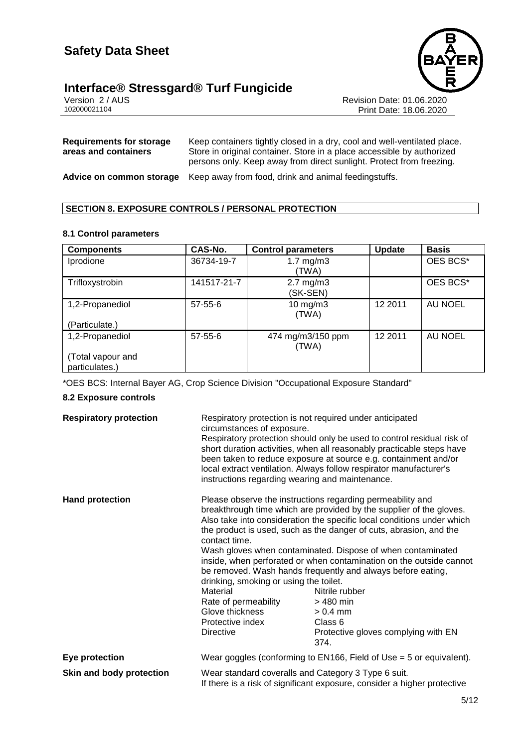| | |
|---|---|
| **Requirements for storage areas and containers** | Keep containers tightly closed in a dry, cool and well-ventilated place. Store in original container. Store in a place accessible by authorized persons only. Keep away from direct sunlight. Protect from freezing. |
| **Advice on common storage** | Keep away from food, drink and animal feedingstuffs. |

## SECTION 8. EXPOSURE CONTROLS / PERSONAL PROTECTION

### 8.1 Control parameters

| Components | CAS-No. | Control parameters | Update | Basis |
|---|---|---|---|---|
| Iprodione | 36734-19-7 | 1.7 mg/m3 (TWA) | | OES BCS* |
| Trifloxystrobin | 141517-21-7 | 2.7 mg/m3 (SK-SEN) | | OES BCS* |
| 1,2-Propanediol (Particulate.) | 57-55-6 | 10 mg/m3 (TWA) | 12 2011 | AU NOEL |
| 1,2-Propanediol (Total vapour and particulates.) | 57-55-6 | 474 mg/m3/150 ppm (TWA) | 12 2011 | AU NOEL |

*OES BCS: Internal Bayer AG, Crop Science Division "Occupational Exposure Standard"

### 8.2 Exposure controls

**Respiratory protection**

Respiratory protection is not required under anticipated circumstances of exposure.
Respiratory protection should only be used to control residual risk of short duration activities, when all reasonably practicable steps have been taken to reduce exposure at source e.g. containment and/or local extract ventilation. Always follow respirator manufacturer's instructions regarding wearing and maintenance.

**Hand protection**

Please observe the instructions regarding permeability and breakthrough time which are provided by the supplier of the gloves. Also take into consideration the specific local conditions under which the product is used, such as the danger of cuts, abrasion, and the contact time.
Wash gloves when contaminated. Dispose of when contaminated inside, when perforated or when contamination on the outside cannot be removed. Wash hands frequently and always before eating, drinking, smoking or using the toilet.

| | |
|---|---|
| Material | Nitrile rubber |
| Rate of permeability | > 480 min |
| Glove thickness | > 0.4 mm |
| Protective index | Class 6 |
| Directive | Protective gloves complying with EN 374. |

**Eye protection**

Wear goggles (conforming to EN166, Field of Use = 5 or equivalent).

**Skin and body protection**

Wear standard coveralls and Category 3 Type 6 suit.
If there is a risk of significant exposure, consider a higher protective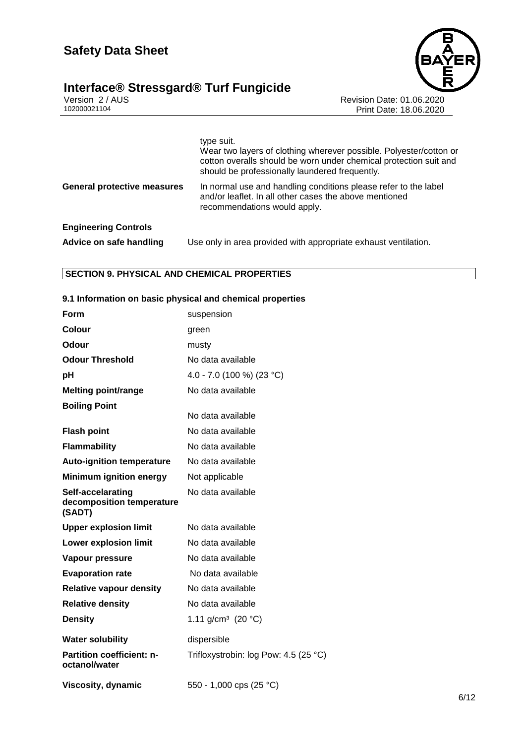| | |
|---|---|
| | type suit.<br>Wear two layers of clothing wherever possible. Polyester/cotton or cotton overalls should be worn under chemical protection suit and should be professionally laundered frequently. |
| **General protective measures** | In normal use and handling conditions please refer to the label and/or leaflet. In all other cases the above mentioned recommendations would apply. |

**Engineering Controls**

| | |
|---|---|
| **Advice on safe handling** | Use only in area provided with appropriate exhaust ventilation. |

## SECTION 9. PHYSICAL AND CHEMICAL PROPERTIES

### 9.1 Information on basic physical and chemical properties

| | |
|---|---|
| **Form** | suspension |
| **Colour** | green |
| **Odour** | musty |
| **Odour Threshold** | No data available |
| **pH** | 4.0 - 7.0 (100 %) (23 °C) |
| **Melting point/range** | No data available |
| **Boiling Point** | No data available |
| **Flash point** | No data available |
| **Flammability** | No data available |
| **Auto-ignition temperature** | No data available |
| **Minimum ignition energy** | Not applicable |
| **Self-accelarating decomposition temperature (SADT)** | No data available |
| **Upper explosion limit** | No data available |
| **Lower explosion limit** | No data available |
| **Vapour pressure** | No data available |
| **Evaporation rate** | No data available |
| **Relative vapour density** | No data available |
| **Relative density** | No data available |
| **Density** | 1.11 g/cm³ (20 °C) |
| **Water solubility** | dispersible |
| **Partition coefficient: n-octanol/water** | Trifloxystrobin: log Pow: 4.5 (25 °C) |
| **Viscosity, dynamic** | 550 - 1,000 cps (25 °C) |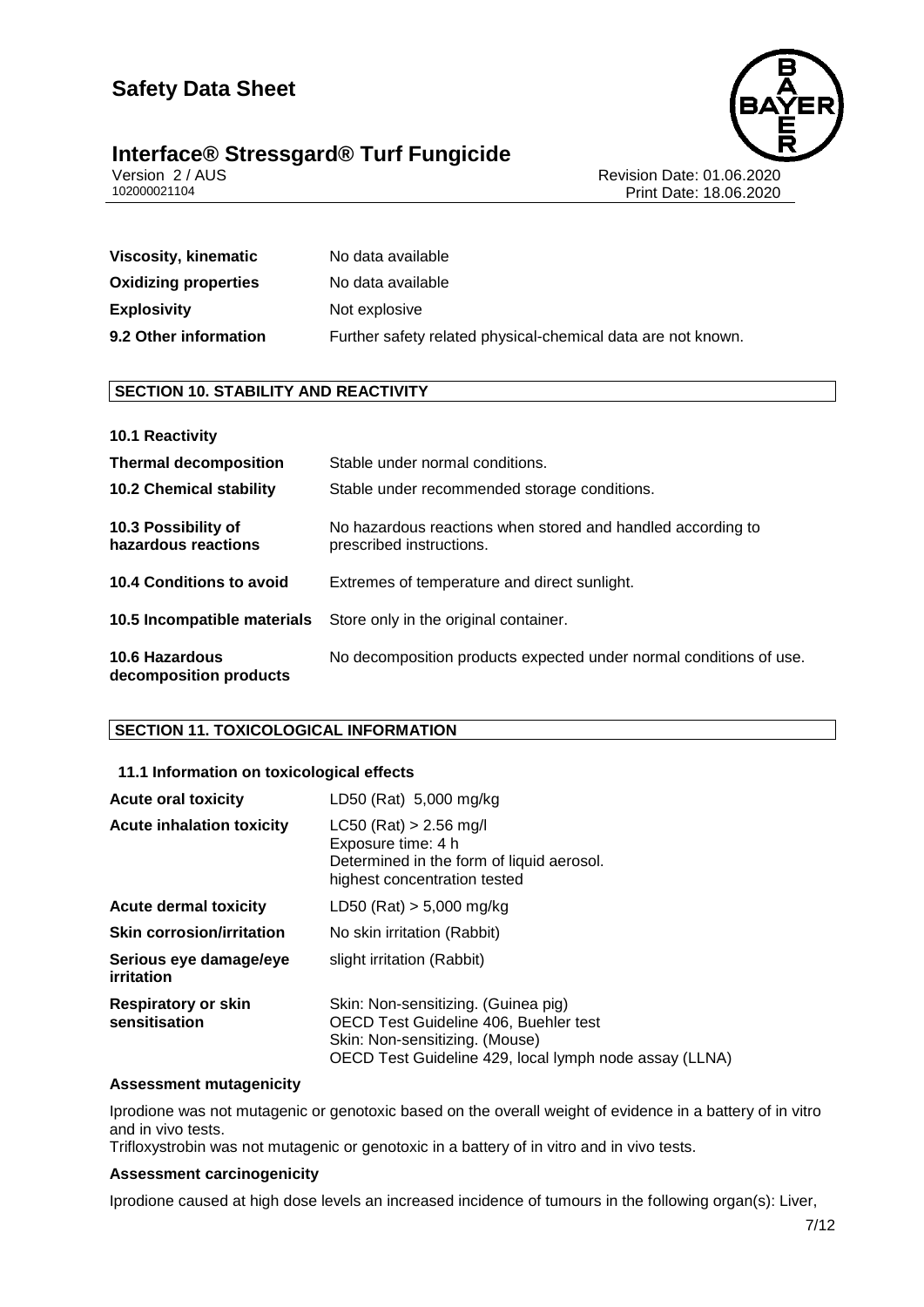| | |
|---|---|
| **Viscosity, kinematic** | No data available |
| **Oxidizing properties** | No data available |
| **Explosivity** | Not explosive |
| **9.2 Other information** | Further safety related physical-chemical data are not known. |

## SECTION 10. STABILITY AND REACTIVITY

| | |
|---|---|
| **10.1 Reactivity** | |
| **Thermal decomposition** | Stable under normal conditions. |
| **10.2 Chemical stability** | Stable under recommended storage conditions. |
| **10.3 Possibility of hazardous reactions** | No hazardous reactions when stored and handled according to prescribed instructions. |
| **10.4 Conditions to avoid** | Extremes of temperature and direct sunlight. |
| **10.5 Incompatible materials** | Store only in the original container. |
| **10.6 Hazardous decomposition products** | No decomposition products expected under normal conditions of use. |

## SECTION 11. TOXICOLOGICAL INFORMATION

### 11.1 Information on toxicological effects

| | |
|---|---|
| **Acute oral toxicity** | LD50 (Rat) 5,000 mg/kg |
| **Acute inhalation toxicity** | LC50 (Rat) > 2.56 mg/l<br>Exposure time: 4 h<br>Determined in the form of liquid aerosol.<br>highest concentration tested |
| **Acute dermal toxicity** | LD50 (Rat) > 5,000 mg/kg |
| **Skin corrosion/irritation** | No skin irritation (Rabbit) |
| **Serious eye damage/eye irritation** | slight irritation (Rabbit) |
| **Respiratory or skin sensitisation** | Skin: Non-sensitizing. (Guinea pig)<br>OECD Test Guideline 406, Buehler test<br>Skin: Non-sensitizing. (Mouse)<br>OECD Test Guideline 429, local lymph node assay (LLNA) |

**Assessment mutagenicity**

Iprodione was not mutagenic or genotoxic based on the overall weight of evidence in a battery of in vitro and in vivo tests.
Trifloxystrobin was not mutagenic or genotoxic in a battery of in vitro and in vivo tests.

**Assessment carcinogenicity**

Iprodione caused at high dose levels an increased incidence of tumours in the following organ(s): Liver,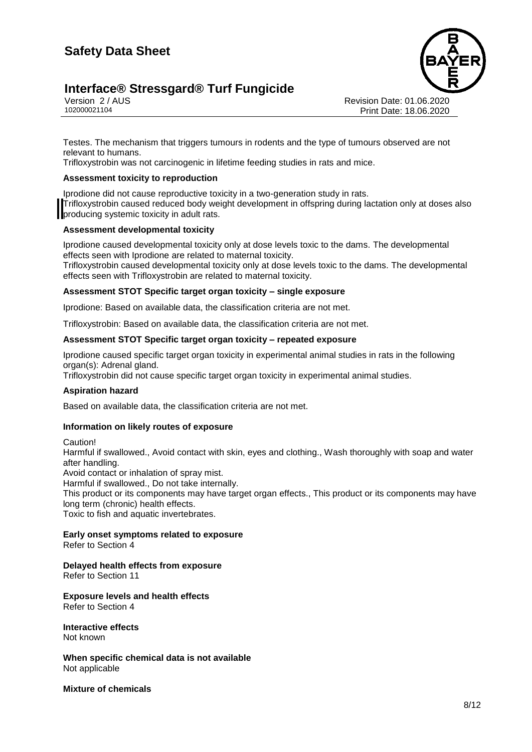Testes. The mechanism that triggers tumours in rodents and the type of tumours observed are not relevant to humans.
Trifloxystrobin was not carcinogenic in lifetime feeding studies in rats and mice.

**Assessment toxicity to reproduction**

Iprodione did not cause reproductive toxicity in a two-generation study in rats.
Trifloxystrobin caused reduced body weight development in offspring during lactation only at doses also producing systemic toxicity in adult rats.

**Assessment developmental toxicity**

Iprodione caused developmental toxicity only at dose levels toxic to the dams. The developmental effects seen with Iprodione are related to maternal toxicity.
Trifloxystrobin caused developmental toxicity only at dose levels toxic to the dams. The developmental effects seen with Trifloxystrobin are related to maternal toxicity.

**Assessment STOT Specific target organ toxicity – single exposure**

Iprodione: Based on available data, the classification criteria are not met.

Trifloxystrobin: Based on available data, the classification criteria are not met.

**Assessment STOT Specific target organ toxicity – repeated exposure**

Iprodione caused specific target organ toxicity in experimental animal studies in rats in the following organ(s): Adrenal gland.
Trifloxystrobin did not cause specific target organ toxicity in experimental animal studies.

**Aspiration hazard**

Based on available data, the classification criteria are not met.

**Information on likely routes of exposure**

Caution!
Harmful if swallowed., Avoid contact with skin, eyes and clothing., Wash thoroughly with soap and water after handling.
Avoid contact or inhalation of spray mist.
Harmful if swallowed., Do not take internally.
This product or its components may have target organ effects., This product or its components may have long term (chronic) health effects.
Toxic to fish and aquatic invertebrates.

**Early onset symptoms related to exposure**
Refer to Section 4

**Delayed health effects from exposure**
Refer to Section 11

**Exposure levels and health effects**
Refer to Section 4

**Interactive effects**
Not known

**When specific chemical data is not available**
Not applicable

**Mixture of chemicals**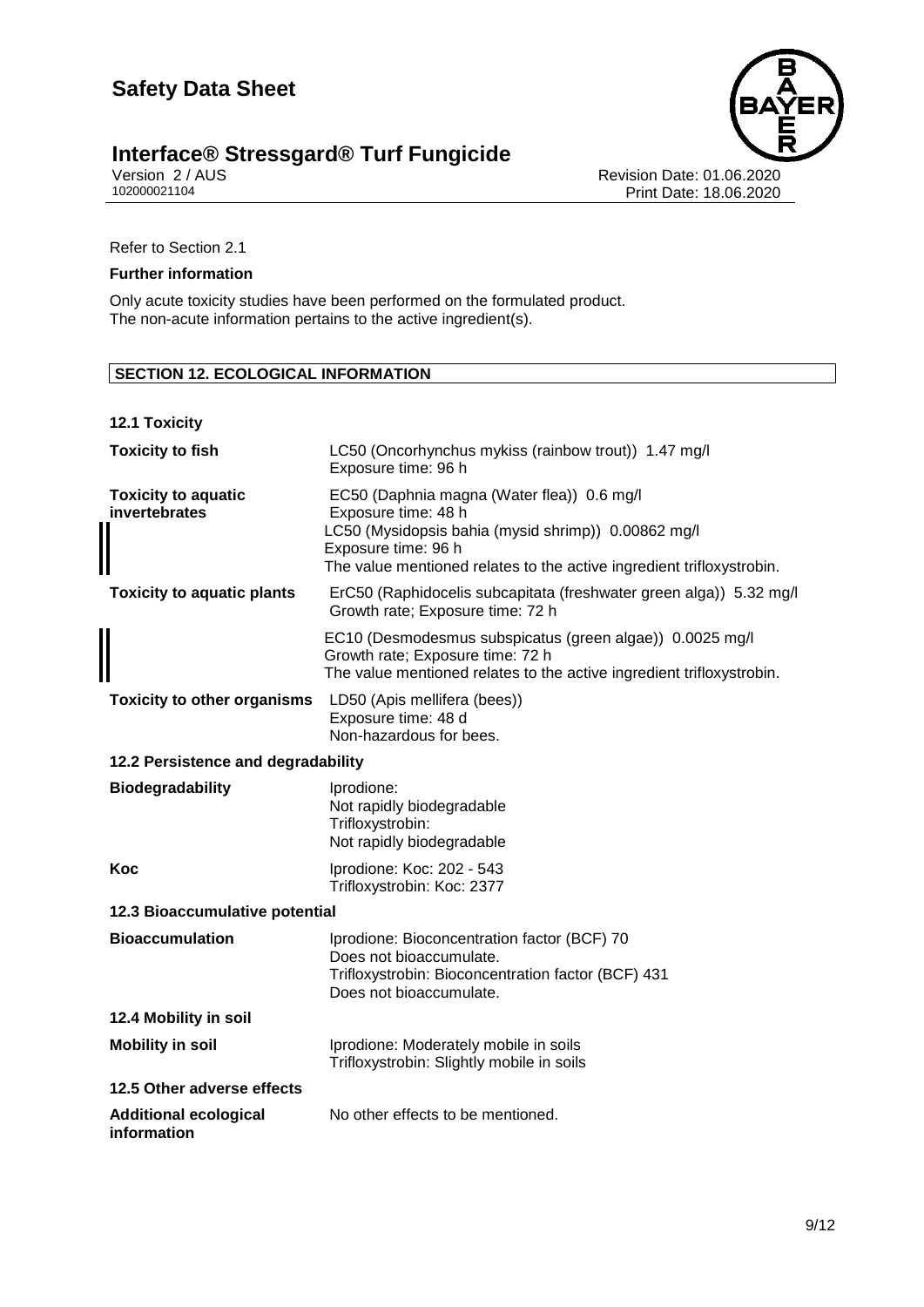Refer to Section 2.1

**Further information**

Only acute toxicity studies have been performed on the formulated product.
The non-acute information pertains to the active ingredient(s).

## SECTION 12. ECOLOGICAL INFORMATION

### 12.1 Toxicity

| | |
|---|---|
| **Toxicity to fish** | LC50 (Oncorhynchus mykiss (rainbow trout)) 1.47 mg/l<br>Exposure time: 96 h |
| **Toxicity to aquatic invertebrates** | EC50 (Daphnia magna (Water flea)) 0.6 mg/l<br>Exposure time: 48 h<br>LC50 (Mysidopsis bahia (mysid shrimp)) 0.00862 mg/l<br>Exposure time: 96 h<br>The value mentioned relates to the active ingredient trifloxystrobin. |
| **Toxicity to aquatic plants** | ErC50 (Raphidocelis subcapitata (freshwater green alga)) 5.32 mg/l<br>Growth rate; Exposure time: 72 h |
| | EC10 (Desmodesmus subspicatus (green algae)) 0.0025 mg/l<br>Growth rate; Exposure time: 72 h<br>The value mentioned relates to the active ingredient trifloxystrobin. |
| **Toxicity to other organisms** | LD50 (Apis mellifera (bees))<br>Exposure time: 48 d<br>Non-hazardous for bees. |

### 12.2 Persistence and degradability

| | |
|---|---|
| **Biodegradability** | Iprodione:<br>Not rapidly biodegradable<br>Trifloxystrobin:<br>Not rapidly biodegradable |
| **Koc** | Iprodione: Koc: 202 - 543<br>Trifloxystrobin: Koc: 2377 |

### 12.3 Bioaccumulative potential

| | |
|---|---|
| **Bioaccumulation** | Iprodione: Bioconcentration factor (BCF) 70<br>Does not bioaccumulate.<br>Trifloxystrobin: Bioconcentration factor (BCF) 431<br>Does not bioaccumulate. |

### 12.4 Mobility in soil

| | |
|---|---|
| **Mobility in soil** | Iprodione: Moderately mobile in soils<br>Trifloxystrobin: Slightly mobile in soils |

### 12.5 Other adverse effects

| | |
|---|---|
| **Additional ecological information** | No other effects to be mentioned. |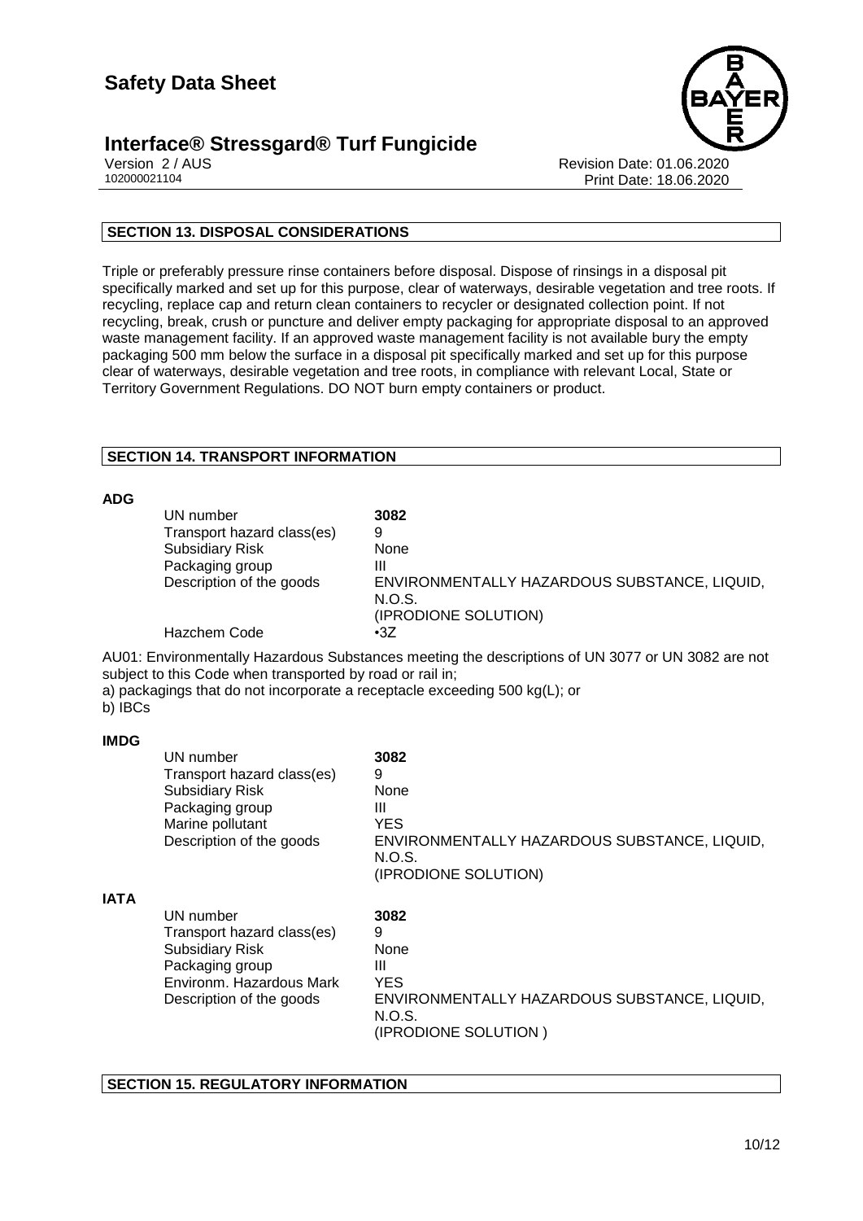## SECTION 13. DISPOSAL CONSIDERATIONS

Triple or preferably pressure rinse containers before disposal. Dispose of rinsings in a disposal pit specifically marked and set up for this purpose, clear of waterways, desirable vegetation and tree roots. If recycling, replace cap and return clean containers to recycler or designated collection point. If not recycling, break, crush or puncture and deliver empty packaging for appropriate disposal to an approved waste management facility. If an approved waste management facility is not available bury the empty packaging 500 mm below the surface in a disposal pit specifically marked and set up for this purpose clear of waterways, desirable vegetation and tree roots, in compliance with relevant Local, State or Territory Government Regulations. DO NOT burn empty containers or product.

## SECTION 14. TRANSPORT INFORMATION

**ADG**

| | |
|---|---|
| UN number | **3082** |
| Transport hazard class(es) | 9 |
| Subsidiary Risk | None |
| Packaging group | III |
| Description of the goods | ENVIRONMENTALLY HAZARDOUS SUBSTANCE, LIQUID, N.O.S. (IPRODIONE SOLUTION) |
| Hazchem Code | •3Z |

AU01: Environmentally Hazardous Substances meeting the descriptions of UN 3077 or UN 3082 are not subject to this Code when transported by road or rail in;
a) packagings that do not incorporate a receptacle exceeding 500 kg(L); or
b) IBCs

**IMDG**

| | |
|---|---|
| UN number | **3082** |
| Transport hazard class(es) | 9 |
| Subsidiary Risk | None |
| Packaging group | III |
| Marine pollutant | YES |
| Description of the goods | ENVIRONMENTALLY HAZARDOUS SUBSTANCE, LIQUID, N.O.S. (IPRODIONE SOLUTION) |

**IATA**

| | |
|---|---|
| UN number | **3082** |
| Transport hazard class(es) | 9 |
| Subsidiary Risk | None |
| Packaging group | III |
| Environm. Hazardous Mark | YES |
| Description of the goods | ENVIRONMENTALLY HAZARDOUS SUBSTANCE, LIQUID, N.O.S. (IPRODIONE SOLUTION ) |

## SECTION 15. REGULATORY INFORMATION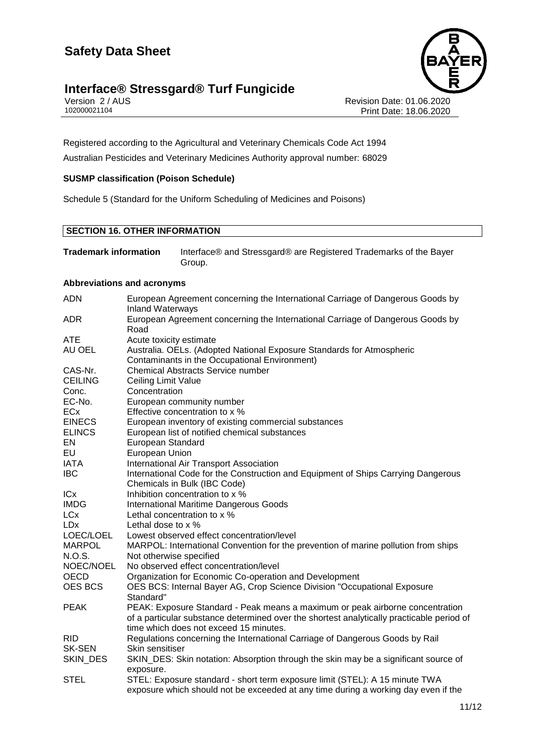Registered according to the Agricultural and Veterinary Chemicals Code Act 1994

Australian Pesticides and Veterinary Medicines Authority approval number: 68029

**SUSMP classification (Poison Schedule)**

Schedule 5 (Standard for the Uniform Scheduling of Medicines and Poisons)

## SECTION 16. OTHER INFORMATION

**Trademark information** Interface® and Stressgard® are Registered Trademarks of the Bayer Group.

**Abbreviations and acronyms**

| | |
|---|---|
| ADN | European Agreement concerning the International Carriage of Dangerous Goods by Inland Waterways |
| ADR | European Agreement concerning the International Carriage of Dangerous Goods by Road |
| ATE | Acute toxicity estimate |
| AU OEL | Australia. OELs. (Adopted National Exposure Standards for Atmospheric Contaminants in the Occupational Environment) |
| CAS-Nr. | Chemical Abstracts Service number |
| CEILING | Ceiling Limit Value |
| Conc. | Concentration |
| EC-No. | European community number |
| ECx | Effective concentration to x % |
| EINECS | European inventory of existing commercial substances |
| ELINCS | European list of notified chemical substances |
| EN | European Standard |
| EU | European Union |
| IATA | International Air Transport Association |
| IBC | International Code for the Construction and Equipment of Ships Carrying Dangerous Chemicals in Bulk (IBC Code) |
| ICx | Inhibition concentration to x % |
| IMDG | International Maritime Dangerous Goods |
| LCx | Lethal concentration to x % |
| LDx | Lethal dose to x % |
| LOEC/LOEL | Lowest observed effect concentration/level |
| MARPOL | MARPOL: International Convention for the prevention of marine pollution from ships |
| N.O.S. | Not otherwise specified |
| NOEC/NOEL | No observed effect concentration/level |
| OECD | Organization for Economic Co-operation and Development |
| OES BCS | OES BCS: Internal Bayer AG, Crop Science Division "Occupational Exposure Standard" |
| PEAK | PEAK: Exposure Standard - Peak means a maximum or peak airborne concentration of a particular substance determined over the shortest analytically practicable period of time which does not exceed 15 minutes. |
| RID | Regulations concerning the International Carriage of Dangerous Goods by Rail |
| SK-SEN | Skin sensitiser |
| SKIN_DES | SKIN_DES: Skin notation: Absorption through the skin may be a significant source of exposure. |
| STEL | STEL: Exposure standard - short term exposure limit (STEL): A 15 minute TWA exposure which should not be exceeded at any time during a working day even if the |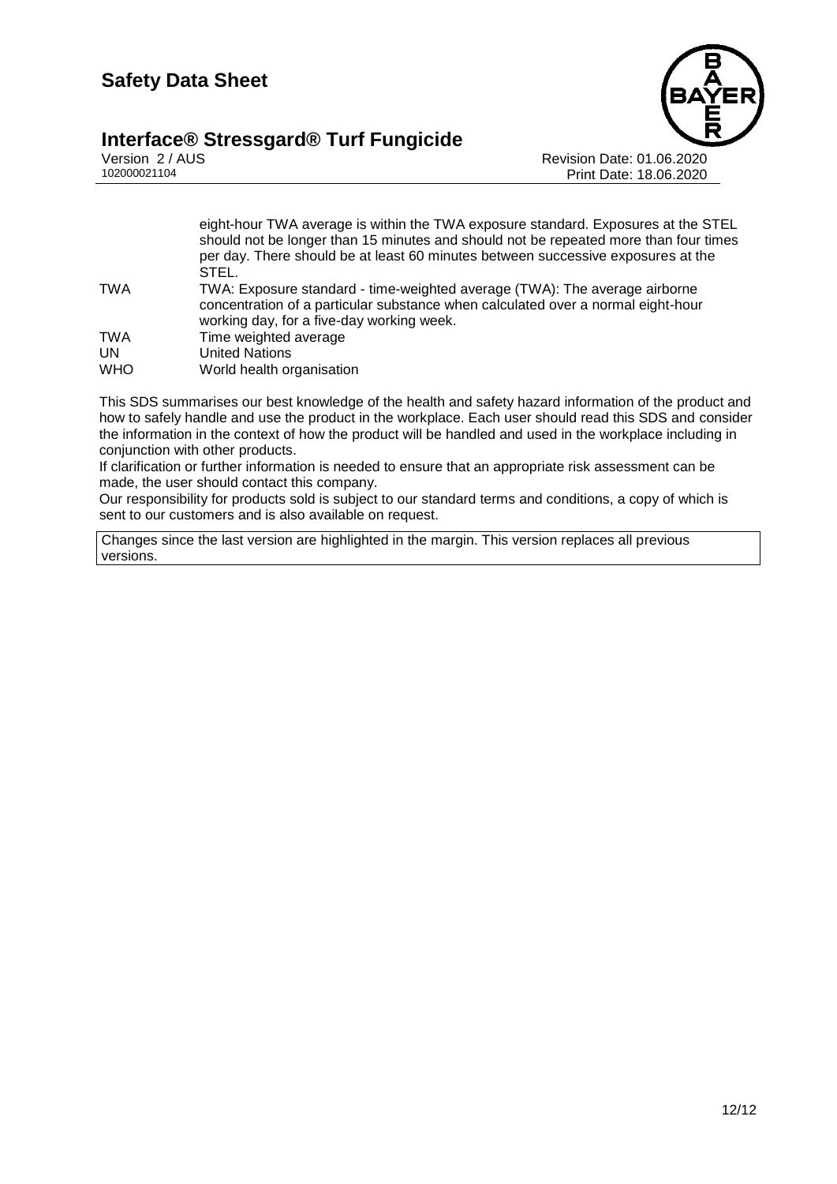| | |
|---|---|
| | eight-hour TWA average is within the TWA exposure standard. Exposures at the STEL should not be longer than 15 minutes and should not be repeated more than four times per day. There should be at least 60 minutes between successive exposures at the STEL. |
| TWA | TWA: Exposure standard - time-weighted average (TWA): The average airborne concentration of a particular substance when calculated over a normal eight-hour working day, for a five-day working week. |
| TWA | Time weighted average |
| UN | United Nations |
| WHO | World health organisation |

This SDS summarises our best knowledge of the health and safety hazard information of the product and how to safely handle and use the product in the workplace. Each user should read this SDS and consider the information in the context of how the product will be handled and used in the workplace including in conjunction with other products.
If clarification or further information is needed to ensure that an appropriate risk assessment can be made, the user should contact this company.
Our responsibility for products sold is subject to our standard terms and conditions, a copy of which is sent to our customers and is also available on request.

Changes since the last version are highlighted in the margin. This version replaces all previous versions.